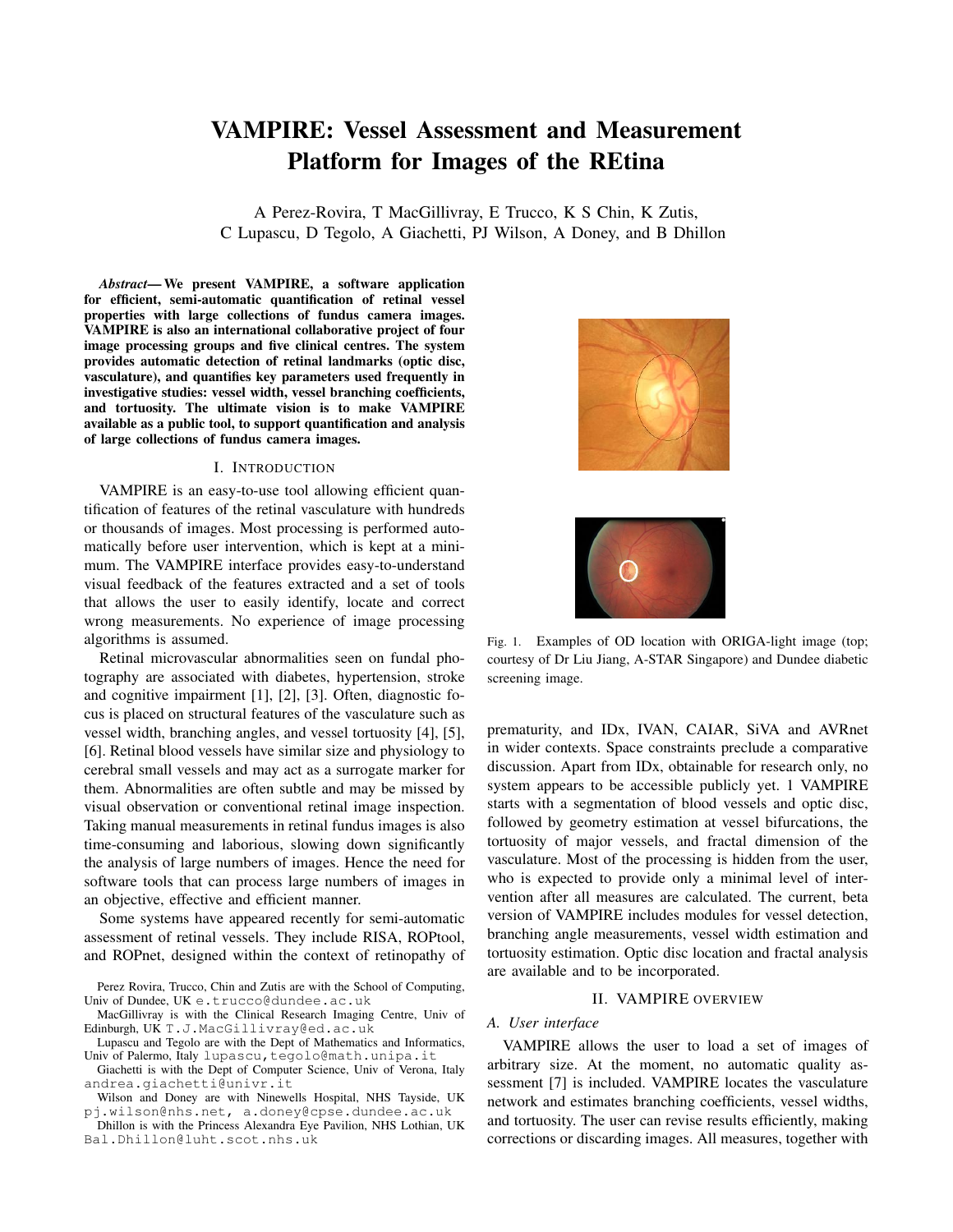# VAMPIRE: Vessel Assessment and Measurement Platform for Images of the REtina

A Perez-Rovira, T MacGillivray, E Trucco, K S Chin, K Zutis, C Lupascu, D Tegolo, A Giachetti, PJ Wilson, A Doney, and B Dhillon

***Abstract*— We present VAMPIRE, a software application for efficient, semi-automatic quantification of retinal vessel properties with large collections of fundus camera images. VAMPIRE is also an international collaborative project of four image processing groups and five clinical centres. The system provides automatic detection of retinal landmarks (optic disc, vasculature), and quantifies key parameters used frequently in investigative studies: vessel width, vessel branching coefficients, and tortuosity. The ultimate vision is to make VAMPIRE available as a public tool, to support quantification and analysis of large collections of fundus camera images.**

## I. INTRODUCTION

VAMPIRE is an easy-to-use tool allowing efficient quantification of features of the retinal vasculature with hundreds or thousands of images. Most processing is performed automatically before user intervention, which is kept at a minimum. The VAMPIRE interface provides easy-to-understand visual feedback of the features extracted and a set of tools that allows the user to easily identify, locate and correct wrong measurements. No experience of image processing algorithms is assumed.

Retinal microvascular abnormalities seen on fundal photography are associated with diabetes, hypertension, stroke and cognitive impairment [1], [2], [3]. Often, diagnostic focus is placed on structural features of the vasculature such as vessel width, branching angles, and vessel tortuosity [4], [5], [6]. Retinal blood vessels have similar size and physiology to cerebral small vessels and may act as a surrogate marker for them. Abnormalities are often subtle and may be missed by visual observation or conventional retinal image inspection. Taking manual measurements in retinal fundus images is also time-consuming and laborious, slowing down significantly the analysis of large numbers of images. Hence the need for software tools that can process large numbers of images in an objective, effective and efficient manner.

Some systems have appeared recently for semi-automatic assessment of retinal vessels. They include RISA, ROPtool, and ROPnet, designed within the context of retinopathy of prematurity, and IDx, IVAN, CAIAR, SiVA and AVRnet in wider contexts. Space constraints preclude a comparative discussion. Apart from IDx, obtainable for research only, no system appears to be accessible publicly yet. 1 VAMPIRE starts with a segmentation of blood vessels and optic disc, followed by geometry estimation at vessel bifurcations, the tortuosity of major vessels, and fractal dimension of the vasculature. Most of the processing is hidden from the user, who is expected to provide only a minimal level of intervention after all measures are calculated. The current, beta version of VAMPIRE includes modules for vessel detection, branching angle measurements, vessel width estimation and tortuosity estimation. Optic disc location and fractal analysis are available and to be incorporated.

Fig. 1. Examples of OD location with ORIGA-light image (top; courtesy of Dr Liu Jiang, A-STAR Singapore) and Dundee diabetic screening image.

## II. VAMPIRE OVERVIEW

### A. User interface

VAMPIRE allows the user to load a set of images of arbitrary size. At the moment, no automatic quality assessment [7] is included. VAMPIRE locates the vasculature network and estimates branching coefficients, vessel widths, and tortuosity. The user can revise results efficiently, making corrections or discarding images. All measures, together with

Perez Rovira, Trucco, Chin and Zutis are with the School of Computing, Univ of Dundee, UK e.trucco@dundee.ac.uk

MacGillivray is with the Clinical Research Imaging Centre, Univ of Edinburgh, UK T.J.MacGillivray@ed.ac.uk

Lupascu and Tegolo are with the Dept of Mathematics and Informatics, Univ of Palermo, Italy lupascu,tegolo@math.unipa.it

Giachetti is with the Dept of Computer Science, Univ of Verona, Italy andrea.giachetti@univr.it

Wilson and Doney are with Ninewells Hospital, NHS Tayside, UK pj.wilson@nhs.net, a.doney@cpse.dundee.ac.uk

Dhillon is with the Princess Alexandra Eye Pavilion, NHS Lothian, UK Bal.Dhillon@luht.scot.nhs.uk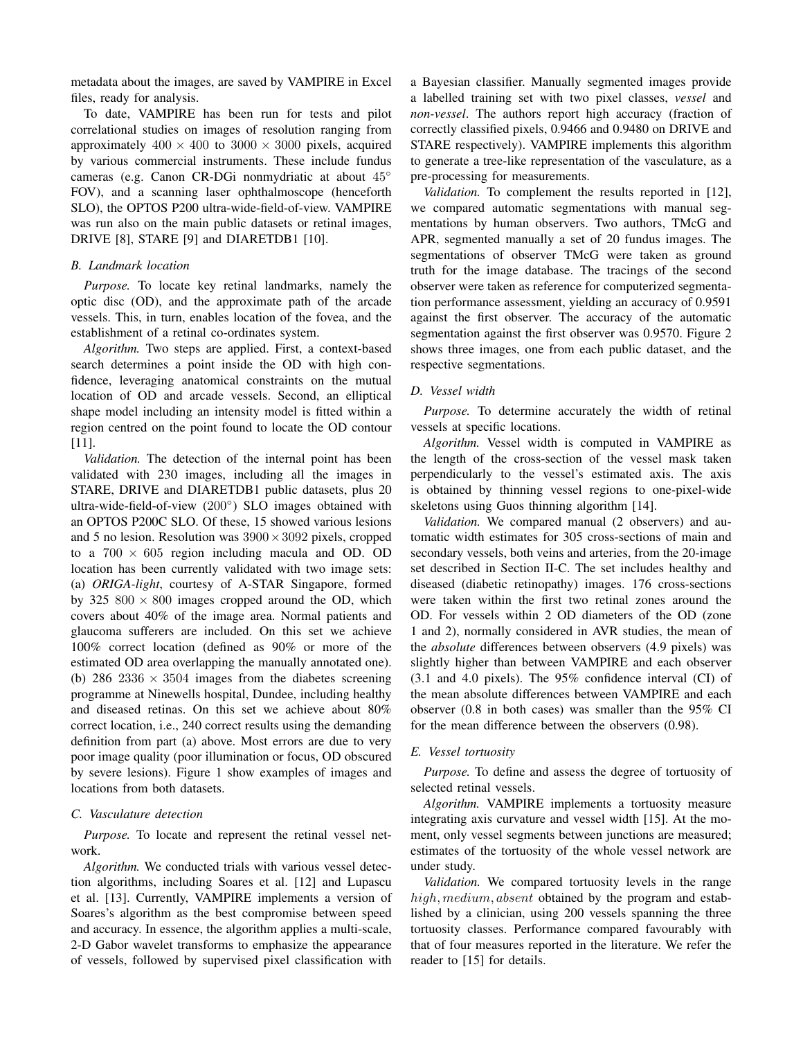metadata about the images, are saved by VAMPIRE in Excel files, ready for analysis.

To date, VAMPIRE has been run for tests and pilot correlational studies on images of resolution ranging from approximately $400 \times 400$ to $3000 \times 3000$ pixels, acquired by various commercial instruments. These include fundus cameras (e.g. Canon CR-DGi nonmydriatic at about $45^\circ$ FOV), and a scanning laser ophthalmoscope (henceforth SLO), the OPTOS P200 ultra-wide-field-of-view. VAMPIRE was run also on the main public datasets or retinal images, DRIVE [8], STARE [9] and DIARETDB1 [10].

### B. Landmark location

*Purpose.* To locate key retinal landmarks, namely the optic disc (OD), and the approximate path of the arcade vessels. This, in turn, enables location of the fovea, and the establishment of a retinal co-ordinates system.

*Algorithm.* Two steps are applied. First, a context-based search determines a point inside the OD with high confidence, leveraging anatomical constraints on the mutual location of OD and arcade vessels. Second, an elliptical shape model including an intensity model is fitted within a region centred on the point found to locate the OD contour [11].

*Validation.* The detection of the internal point has been validated with 230 images, including all the images in STARE, DRIVE and DIARETDB1 public datasets, plus 20 ultra-wide-field-of-view ($200^\circ$) SLO images obtained with an OPTOS P200C SLO. Of these, 15 showed various lesions and 5 no lesion. Resolution was $3900 \times 3092$ pixels, cropped to a $700 \times 605$ region including macula and OD. OD location has been currently validated with two image sets: (a) *ORIGA-light*, courtesy of A-STAR Singapore, formed by 325 $800 \times 800$ images cropped around the OD, which covers about 40% of the image area. Normal patients and glaucoma sufferers are included. On this set we achieve 100% correct location (defined as 90% or more of the estimated OD area overlapping the manually annotated one). (b) 286 $2336 \times 3504$ images from the diabetes screening programme at Ninewells hospital, Dundee, including healthy and diseased retinas. On this set we achieve about 80% correct location, i.e., 240 correct results using the demanding definition from part (a) above. Most errors are due to very poor image quality (poor illumination or focus, OD obscured by severe lesions). Figure 1 show examples of images and locations from both datasets.

### C. Vasculature detection

*Purpose.* To locate and represent the retinal vessel network.

*Algorithm.* We conducted trials with various vessel detection algorithms, including Soares et al. [12] and Lupascu et al. [13]. Currently, VAMPIRE implements a version of Soares's algorithm as the best compromise between speed and accuracy. In essence, the algorithm applies a multi-scale, 2-D Gabor wavelet transforms to emphasize the appearance of vessels, followed by supervised pixel classification with a Bayesian classifier. Manually segmented images provide a labelled training set with two pixel classes, *vessel* and *non-vessel*. The authors report high accuracy (fraction of correctly classified pixels, 0.9466 and 0.9480 on DRIVE and STARE respectively). VAMPIRE implements this algorithm to generate a tree-like representation of the vasculature, as a pre-processing for measurements.

*Validation.* To complement the results reported in [12], we compared automatic segmentations with manual segmentations by human observers. Two authors, TMcG and APR, segmented manually a set of 20 fundus images. The segmentations of observer TMcG were taken as ground truth for the image database. The tracings of the second observer were taken as reference for computerized segmentation performance assessment, yielding an accuracy of 0.9591 against the first observer. The accuracy of the automatic segmentation against the first observer was 0.9570. Figure 2 shows three images, one from each public dataset, and the respective segmentations.

### D. Vessel width

*Purpose.* To determine accurately the width of retinal vessels at specific locations.

*Algorithm.* Vessel width is computed in VAMPIRE as the length of the cross-section of the vessel mask taken perpendicularly to the vessel's estimated axis. The axis is obtained by thinning vessel regions to one-pixel-wide skeletons using Guos thinning algorithm [14].

*Validation.* We compared manual (2 observers) and automatic width estimates for 305 cross-sections of main and secondary vessels, both veins and arteries, from the 20-image set described in Section II-C. The set includes healthy and diseased (diabetic retinopathy) images. 176 cross-sections were taken within the first two retinal zones around the OD. For vessels within 2 OD diameters of the OD (zone 1 and 2), normally considered in AVR studies, the mean of the *absolute* differences between observers (4.9 pixels) was slightly higher than between VAMPIRE and each observer (3.1 and 4.0 pixels). The 95% confidence interval (CI) of the mean absolute differences between VAMPIRE and each observer (0.8 in both cases) was smaller than the 95% CI for the mean difference between the observers (0.98).

### E. Vessel tortuosity

*Purpose.* To define and assess the degree of tortuosity of selected retinal vessels.

*Algorithm.* VAMPIRE implements a tortuosity measure integrating axis curvature and vessel width [15]. At the moment, only vessel segments between junctions are measured; estimates of the tortuosity of the whole vessel network are under study.

*Validation.* We compared tortuosity levels in the range $high, medium, absent$ obtained by the program and established by a clinician, using 200 vessels spanning the three tortuosity classes. Performance compared favourably with that of four measures reported in the literature. We refer the reader to [15] for details.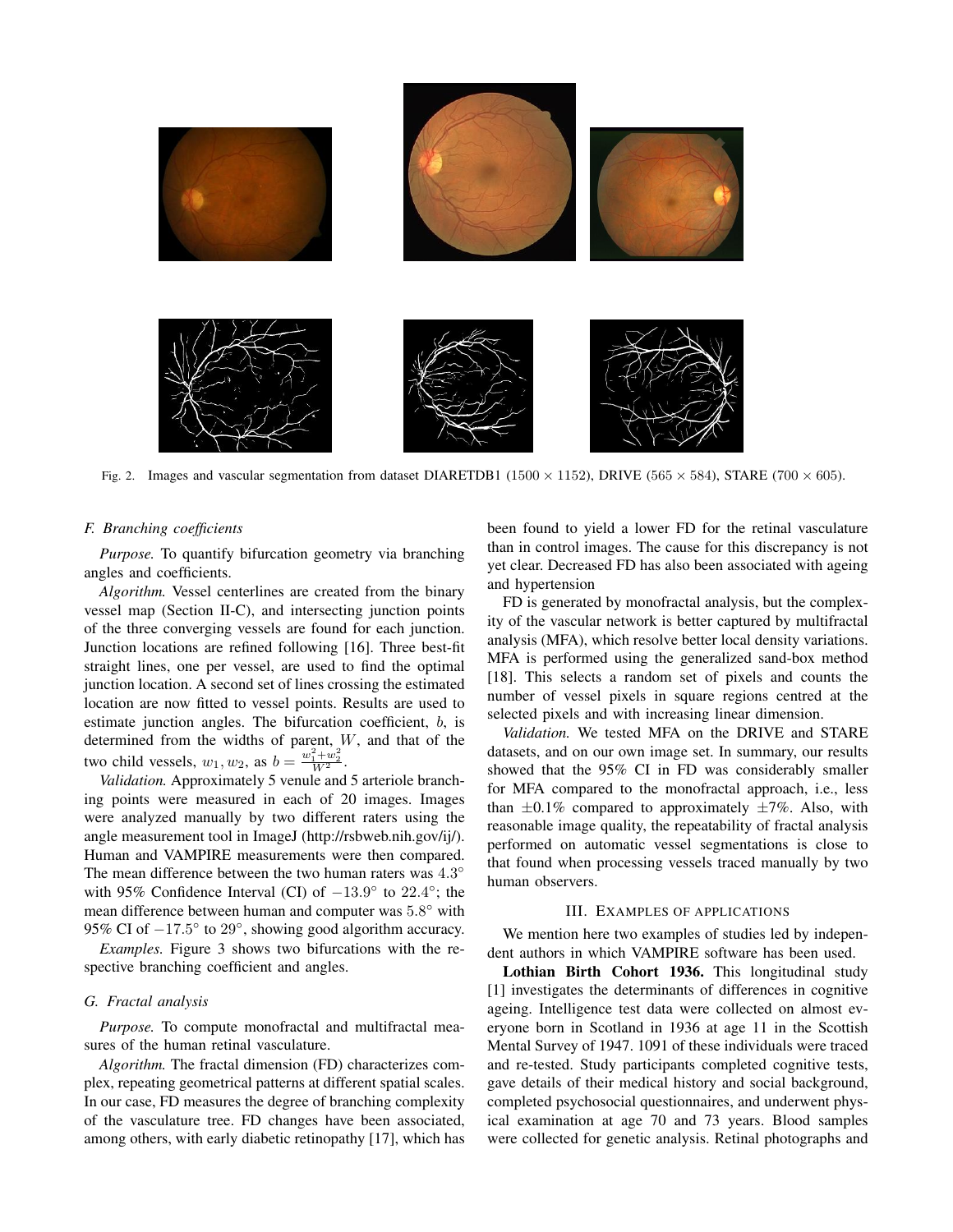Fig. 2. Images and vascular segmentation from dataset DIARETDB1 ($1500 \times 1152$), DRIVE ($565 \times 584$), STARE ($700 \times 605$).

### F. Branching coefficients

*Purpose.* To quantify bifurcation geometry via branching angles and coefficients.

*Algorithm.* Vessel centerlines are created from the binary vessel map (Section II-C), and intersecting junction points of the three converging vessels are found for each junction. Junction locations are refined following [16]. Three best-fit straight lines, one per vessel, are used to find the optimal junction location. A second set of lines crossing the estimated location are now fitted to vessel points. Results are used to estimate junction angles. The bifurcation coefficient, $b$, is determined from the widths of parent, $W$, and that of the two child vessels, $w_1, w_2$, as $b = \frac{w_1^2 + w_2^2}{W^2}$.

*Validation.* Approximately 5 venule and 5 arteriole branching points were measured in each of 20 images. Images were analyzed manually by two different raters using the angle measurement tool in ImageJ (http://rsbweb.nih.gov/ij/). Human and VAMPIRE measurements were then compared. The mean difference between the two human raters was $4.3°$ with 95% Confidence Interval (CI) of $-13.9°$ to $22.4°$; the mean difference between human and computer was $5.8°$ with 95% CI of $-17.5°$ to $29°$, showing good algorithm accuracy.

*Examples.* Figure 3 shows two bifurcations with the respective branching coefficient and angles.

### G. Fractal analysis

*Purpose.* To compute monofractal and multifractal measures of the human retinal vasculature.

*Algorithm.* The fractal dimension (FD) characterizes complex, repeating geometrical patterns at different spatial scales. In our case, FD measures the degree of branching complexity of the vasculature tree. FD changes have been associated, among others, with early diabetic retinopathy [17], which has been found to yield a lower FD for the retinal vasculature than in control images. The cause for this discrepancy is not yet clear. Decreased FD has also been associated with ageing and hypertension

FD is generated by monofractal analysis, but the complexity of the vascular network is better captured by multifractal analysis (MFA), which resolve better local density variations. MFA is performed using the generalized sand-box method [18]. This selects a random set of pixels and counts the number of vessel pixels in square regions centred at the selected pixels and with increasing linear dimension.

*Validation.* We tested MFA on the DRIVE and STARE datasets, and on our own image set. In summary, our results showed that the 95% CI in FD was considerably smaller for MFA compared to the monofractal approach, i.e., less than $\pm 0.1\%$ compared to approximately $\pm 7\%$. Also, with reasonable image quality, the repeatability of fractal analysis performed on automatic vessel segmentations is close to that found when processing vessels traced manually by two human observers.

## III. Examples of applications

We mention here two examples of studies led by independent authors in which VAMPIRE software has been used.

**Lothian Birth Cohort 1936.** This longitudinal study [1] investigates the determinants of differences in cognitive ageing. Intelligence test data were collected on almost everyone born in Scotland in 1936 at age 11 in the Scottish Mental Survey of 1947. 1091 of these individuals were traced and re-tested. Study participants completed cognitive tests, gave details of their medical history and social background, completed psychosocial questionnaires, and underwent physical examination at age 70 and 73 years. Blood samples were collected for genetic analysis. Retinal photographs and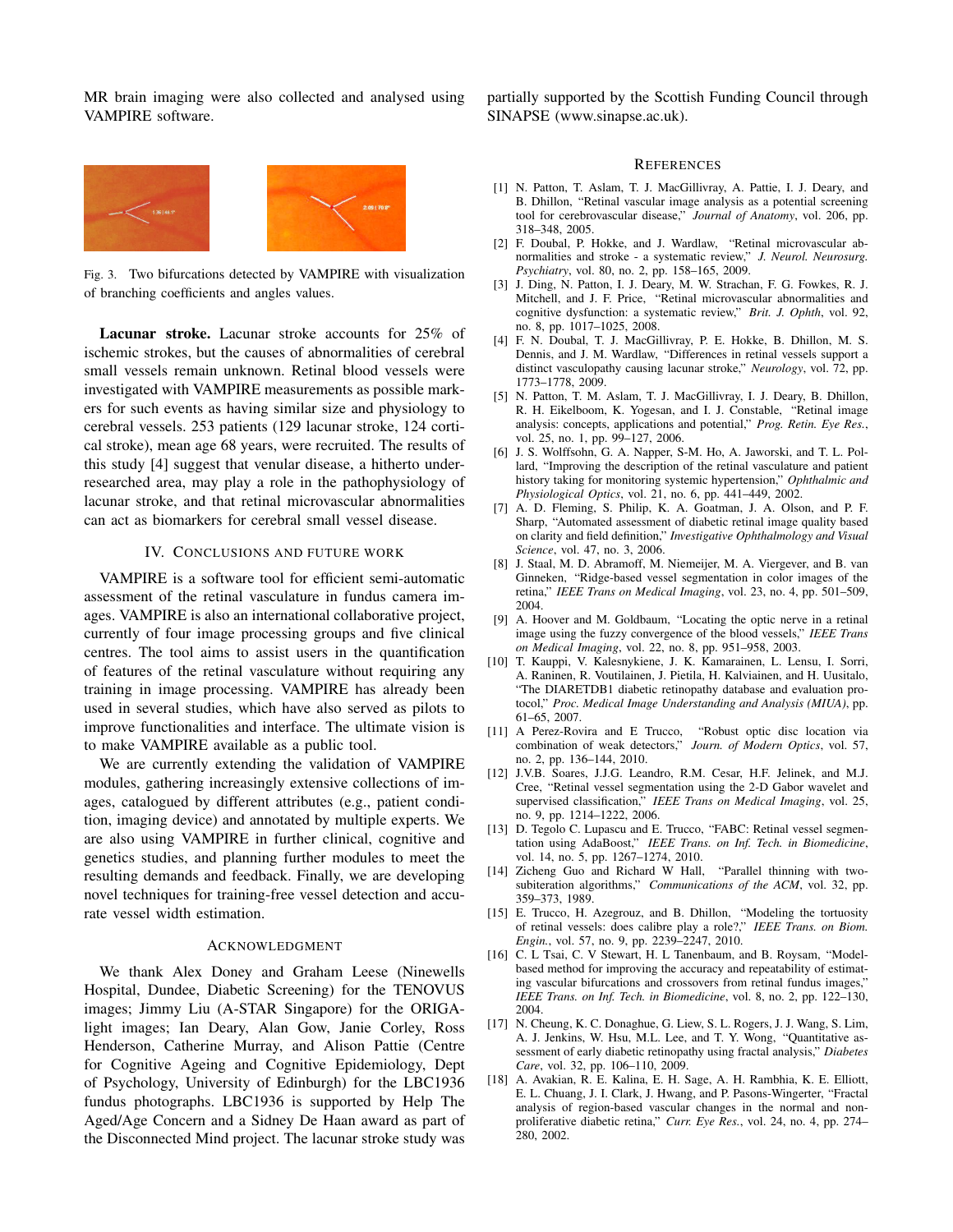MR brain imaging were also collected and analysed using VAMPIRE software.

Fig. 3. Two bifurcations detected by VAMPIRE with visualization of branching coefficients and angles values.

**Lacunar stroke.** Lacunar stroke accounts for 25% of ischemic strokes, but the causes of abnormalities of cerebral small vessels remain unknown. Retinal blood vessels were investigated with VAMPIRE measurements as possible markers for such events as having similar size and physiology to cerebral vessels. 253 patients (129 lacunar stroke, 124 cortical stroke), mean age 68 years, were recruited. The results of this study [4] suggest that venular disease, a hitherto under-researched area, may play a role in the pathophysiology of lacunar stroke, and that retinal microvascular abnormalities can act as biomarkers for cerebral small vessel disease.

## IV. Conclusions and Future Work

VAMPIRE is a software tool for efficient semi-automatic assessment of the retinal vasculature in fundus camera images. VAMPIRE is also an international collaborative project, currently of four image processing groups and five clinical centres. The tool aims to assist users in the quantification of features of the retinal vasculature without requiring any training in image processing. VAMPIRE has already been used in several studies, which have also served as pilots to improve functionalities and interface. The ultimate vision is to make VAMPIRE available as a public tool.

We are currently extending the validation of VAMPIRE modules, gathering increasingly extensive collections of images, catalogued by different attributes (e.g., patient condition, imaging device) and annotated by multiple experts. We are also using VAMPIRE in further clinical, cognitive and genetics studies, and planning further modules to meet the resulting demands and feedback. Finally, we are developing novel techniques for training-free vessel detection and accurate vessel width estimation.

## Acknowledgment

We thank Alex Doney and Graham Leese (Ninewells Hospital, Dundee, Diabetic Screening) for the TENOVUS images; Jimmy Liu (A-STAR Singapore) for the ORIGA-light images; Ian Deary, Alan Gow, Janie Corley, Ross Henderson, Catherine Murray, and Alison Pattie (Centre for Cognitive Ageing and Cognitive Epidemiology, Dept of Psychology, University of Edinburgh) for the LBC1936 fundus photographs. LBC1936 is supported by Help The Aged/Age Concern and a Sidney De Haan award as part of the Disconnected Mind project. The lacunar stroke study was partially supported by the Scottish Funding Council through SINAPSE (www.sinapse.ac.uk).

## References

[1] N. Patton, T. Aslam, T. J. MacGillivray, A. Pattie, I. J. Deary, and B. Dhillon, "Retinal vascular image analysis as a potential screening tool for cerebrovascular disease," *Journal of Anatomy*, vol. 206, pp. 318–348, 2005.

[2] F. Doubal, P. Hokke, and J. Wardlaw, "Retinal microvascular abnormalities and stroke - a systematic review," *J. Neurol. Neurosurg. Psychiatry*, vol. 80, no. 2, pp. 158–165, 2009.

[3] J. Ding, N. Patton, I. J. Deary, M. W. Strachan, F. G. Fowkes, R. J. Mitchell, and J. F. Price, "Retinal microvascular abnormalities and cognitive dysfunction: a systematic review," *Brit. J. Ophth*, vol. 92, no. 8, pp. 1017–1025, 2008.

[4] F. N. Doubal, T. J. MacGillivray, P. E. Hokke, B. Dhillon, M. S. Dennis, and J. M. Wardlaw, "Differences in retinal vessels support a distinct vasculopathy causing lacunar stroke," *Neurology*, vol. 72, pp. 1773–1778, 2009.

[5] N. Patton, T. M. Aslam, T. J. MacGillivray, I. J. Deary, B. Dhillon, R. H. Eikelboom, K. Yogesan, and I. J. Constable, "Retinal image analysis: concepts, applications and potential," *Prog. Retin. Eye Res.*, vol. 25, no. 1, pp. 99–127, 2006.

[6] J. S. Wolffsohn, G. A. Napper, S-M. Ho, A. Jaworski, and T. L. Pollard, "Improving the description of the retinal vasculature and patient history taking for monitoring systemic hypertension," *Ophthalmic and Physiological Optics*, vol. 21, no. 6, pp. 441–449, 2002.

[7] A. D. Fleming, S. Philip, K. A. Goatman, J. A. Olson, and P. F. Sharp, "Automated assessment of diabetic retinal image quality based on clarity and field definition," *Investigative Ophthalmology and Visual Science*, vol. 47, no. 3, 2006.

[8] J. Staal, M. D. Abramoff, M. Niemeijer, M. A. Viergever, and B. van Ginneken, "Ridge-based vessel segmentation in color images of the retina," *IEEE Trans on Medical Imaging*, vol. 23, no. 4, pp. 501–509, 2004.

[9] A. Hoover and M. Goldbaum, "Locating the optic nerve in a retinal image using the fuzzy convergence of the blood vessels," *IEEE Trans on Medical Imaging*, vol. 22, no. 8, pp. 951–958, 2003.

[10] T. Kauppi, V. Kalesnykiene, J. K. Kamarainen, L. Lensu, I. Sorri, A. Raninen, R. Voutilainen, J. Pietila, H. Kalviainen, and H. Uusitalo, "The DIARETDB1 diabetic retinopathy database and evaluation protocol," *Proc. Medical Image Understanding and Analysis (MIUA)*, pp. 61–65, 2007.

[11] A Perez-Rovira and E Trucco, "Robust optic disc location via combination of weak detectors," *Journ. of Modern Optics*, vol. 57, no. 2, pp. 136–144, 2010.

[12] J.V.B. Soares, J.J.G. Leandro, R.M. Cesar, H.F. Jelinek, and M.J. Cree, "Retinal vessel segmentation using the 2-D Gabor wavelet and supervised classification," *IEEE Trans on Medical Imaging*, vol. 25, no. 9, pp. 1214–1222, 2006.

[13] D. Tegolo C. Lupascu and E. Trucco, "FABC: Retinal vessel segmentation using AdaBoost," *IEEE Trans. on Inf. Tech. in Biomedicine*, vol. 14, no. 5, pp. 1267–1274, 2010.

[14] Zicheng Guo and Richard W Hall, "Parallel thinning with two-subiteration algorithms," *Communications of the ACM*, vol. 32, pp. 359–373, 1989.

[15] E. Trucco, H. Azegrouz, and B. Dhillon, "Modeling the tortuosity of retinal vessels: does calibre play a role?," *IEEE Trans. on Biom. Engin.*, vol. 57, no. 9, pp. 2239–2247, 2010.

[16] C. L Tsai, C. V Stewart, H. L Tanenbaum, and B. Roysam, "Model-based method for improving the accuracy and repeatability of estimating vascular bifurcations and crossovers from retinal fundus images," *IEEE Trans. on Inf. Tech. in Biomedicine*, vol. 8, no. 2, pp. 122–130, 2004.

[17] N. Cheung, K. C. Donaghue, G. Liew, S. L. Rogers, J. J. Wang, S. Lim, A. J. Jenkins, W. Hsu, M.L. Lee, and T. Y. Wong, "Quantitative assessment of early diabetic retinopathy using fractal analysis," *Diabetes Care*, vol. 32, pp. 106–110, 2009.

[18] A. Avakian, R. E. Kalina, E. H. Sage, A. H. Rambhia, K. E. Elliott, E. L. Chuang, J. I. Clark, J. Hwang, and P. Pasons-Wingerter, "Fractal analysis of region-based vascular changes in the normal and non-proliferative diabetic retina," *Curr. Eye Res.*, vol. 24, no. 4, pp. 274–280, 2002.